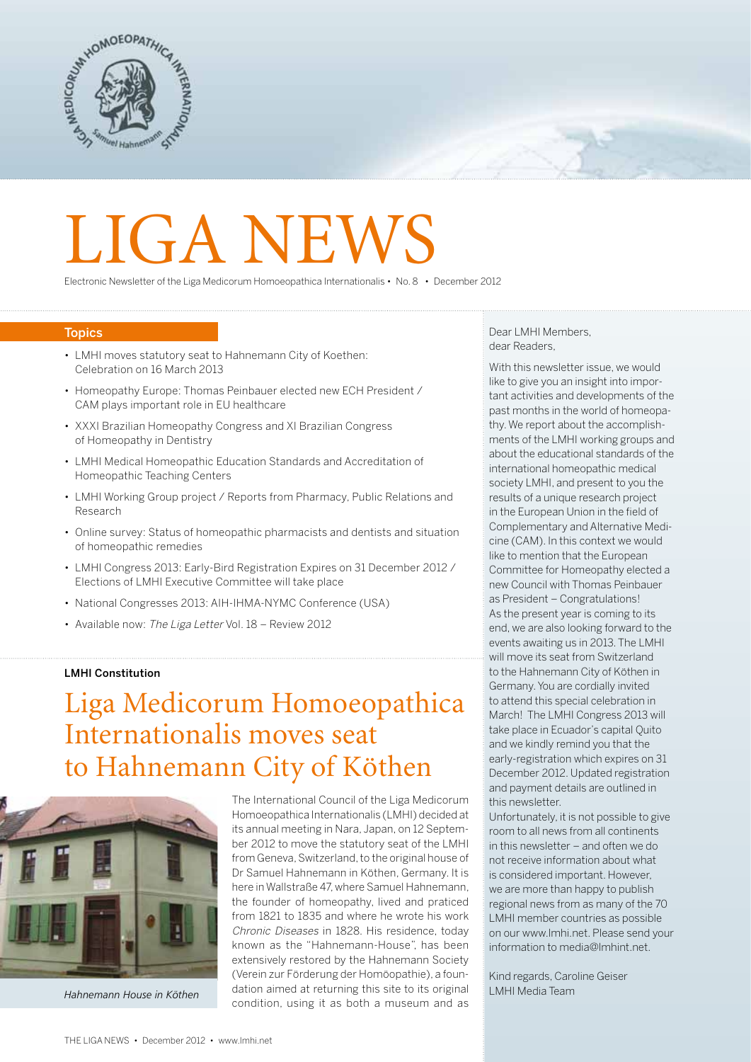# LIGA NEWS

Electronic Newsletter of the Liga Medicorum Homoeopathica Internationalis • No. 8 • December 2012

## Topics

- LMHI moves statutory seat to Hahnemann City of Koethen: Celebration on 16 March 2013
- Homeopathy Europe: Thomas Peinbauer elected new ECH President / CAM plays important role in EU healthcare
- XXXI Brazilian Homeopathy Congress and XI Brazilian Congress of Homeopathy in Dentistry
- LMHI Medical Homeopathic Education Standards and Accreditation of Homeopathic Teaching Centers
- LMHI Working Group project / Reports from Pharmacy, Public Relations and Research
- Online survey: Status of homeopathic pharmacists and dentists and situation of homeopathic remedies
- LMHI Congress 2013: Early-Bird Registration Expires on 31 December 2012 / Elections of LMHI Executive Committee will take place
- National Congresses 2013: AIH-IHMA-NYMC Conference (USA)
- Available now: *The Liga Letter* Vol. 18 – Review 2012

**LMHI Constitution**

# Liga Medicorum Homoeopathica Internationalis moves seat to Hahnemann City of Köthen

*Hahnemann House in Köthen*

The International Council of the Liga Medicorum Homoeopathica Internationalis (LMHI) decided at its annual meeting in Nara, Japan, on 12 September 2012 to move the statutory seat of the LMHI from Geneva, Switzerland, to the original house of Dr Samuel Hahnemann in Köthen, Germany. It is here in Wallstraße 47, where Samuel Hahnemann, the founder of homeopathy, lived and praticed from 1821 to 1835 and where he wrote his work *Chronic Diseases* in 1828. His residence, today known as the "Hahnemann-House", has been extensively restored by the Hahnemann Society (Verein zur Förderung der Homöopathie), a foundation aimed at returning this site to its original condition, using it as both a museum and as

Dear LMHI Members,
dear Readers,

With this newsletter issue, we would like to give you an insight into important activities and developments of the past months in the world of homeopathy. We report about the accomplishments of the LMHI working groups and about the educational standards of the international homeopathic medical society LMHI, and present to you the results of a unique research project in the European Union in the field of Complementary and Alternative Medicine (CAM). In this context we would like to mention that the European Committee for Homeopathy elected a new Council with Thomas Peinbauer as President – Congratulations!
As the present year is coming to its end, we are also looking forward to the events awaiting us in 2013. The LMHI will move its seat from Switzerland to the Hahnemann City of Köthen in Germany. You are cordially invited to attend this special celebration in March! The LMHI Congress 2013 will take place in Ecuador's capital Quito and we kindly remind you that the early-registration which expires on 31 December 2012. Updated registration and payment details are outlined in this newsletter.
Unfortunately, it is not possible to give room to all news from all continents in this newsletter – and often we do not receive information about what is considered important. However, we are more than happy to publish regional news from as many of the 70 LMHI member countries as possible on our www.lmhi.net. Please send your information to media@lmhint.net.

Kind regards, Caroline Geiser
LMHI Media Team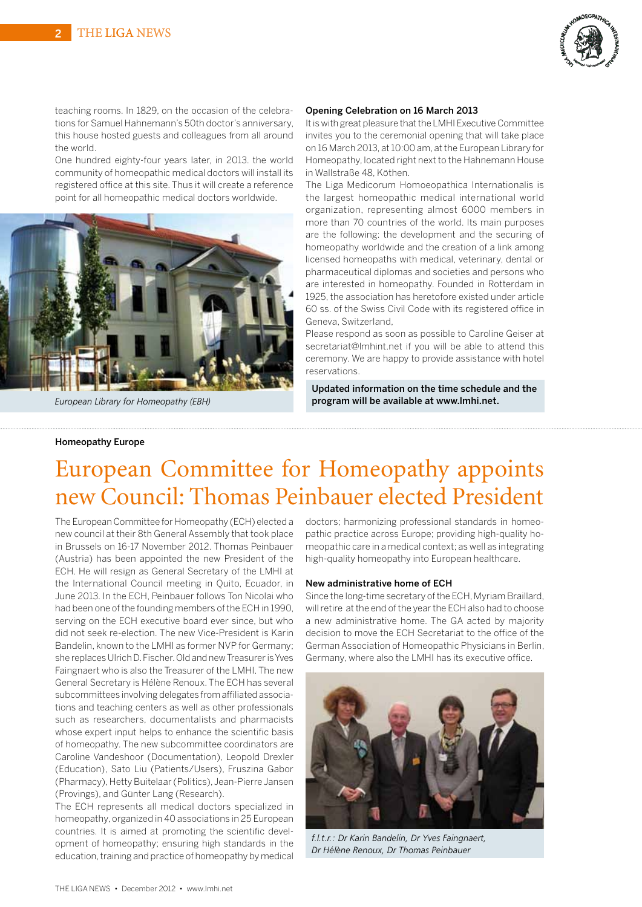teaching rooms. In 1829, on the occasion of the celebrations for Samuel Hahnemann's 50th doctor's anniversary, this house hosted guests and colleagues from all around the world.

One hundred eighty-four years later, in 2013. the world community of homeopathic medical doctors will install its registered office at this site. Thus it will create a reference point for all homeopathic medical doctors worldwide.

*European Library for Homeopathy (EBH)*

### Opening Celebration on 16 March 2013

It is with great pleasure that the LMHI Executive Committee invites you to the ceremonial opening that will take place on 16 March 2013, at 10:00 am, at the European Library for Homeopathy, located right next to the Hahnemann House in Wallstraße 48, Köthen.

The Liga Medicorum Homoeopathica Internationalis is the largest homeopathic medical international world organization, representing almost 6000 members in more than 70 countries of the world. Its main purposes are the following: the development and the securing of homeopathy worldwide and the creation of a link among licensed homeopaths with medical, veterinary, dental or pharmaceutical diplomas and societies and persons who are interested in homeopathy. Founded in Rotterdam in 1925, the association has heretofore existed under article 60 ss. of the Swiss Civil Code with its registered office in Geneva, Switzerland,

Please respond as soon as possible to Caroline Geiser at secretariat@lmhint.net if you will be able to attend this ceremony. We are happy to provide assistance with hotel reservations.

**Updated information on the time schedule and the program will be available at www.lmhi.net.**

**Homeopathy Europe**

# European Committee for Homeopathy appoints new Council: Thomas Peinbauer elected President

The European Committee for Homeopathy (ECH) elected a new council at their 8th General Assembly that took place in Brussels on 16-17 November 2012. Thomas Peinbauer (Austria) has been appointed the new President of the ECH. He will resign as General Secretary of the LMHI at the International Council meeting in Quito, Ecuador, in June 2013. In the ECH, Peinbauer follows Ton Nicolai who had been one of the founding members of the ECH in 1990, serving on the ECH executive board ever since, but who did not seek re-election. The new Vice-President is Karin Bandelin, known to the LMHI as former NVP for Germany; she replaces Ulrich D. Fischer. Old and new Treasurer is Yves Faingnaert who is also the Treasurer of the LMHI. The new General Secretary is Hélène Renoux. The ECH has several subcommittees involving delegates from affiliated associations and teaching centers as well as other professionals such as researchers, documentalists and pharmacists whose expert input helps to enhance the scientific basis of homeopathy. The new subcommittee coordinators are Caroline Vandeshoor (Documentation), Leopold Drexler (Education), Sato Liu (Patients/Users), Fruszina Gabor (Pharmacy), Hetty Buitelaar (Politics), Jean-Pierre Jansen (Provings), and Günter Lang (Research).

The ECH represents all medical doctors specialized in homeopathy, organized in 40 associations in 25 European countries. It is aimed at promoting the scientific development of homeopathy; ensuring high standards in the education, training and practice of homeopathy by medical doctors; harmonizing professional standards in homeopathic practice across Europe; providing high-quality homeopathic care in a medical context; as well as integrating high-quality homeopathy into European healthcare.

### New administrative home of ECH

Since the long-time secretary of the ECH, Myriam Braillard, will retire at the end of the year the ECH also had to choose a new administrative home. The GA acted by majority decision to move the ECH Secretariat to the office of the German Association of Homeopathic Physicians in Berlin, Germany, where also the LMHI has its executive office.

*f.l.t.r.: Dr Karin Bandelin, Dr Yves Faingnaert, Dr Hélène Renoux, Dr Thomas Peinbauer*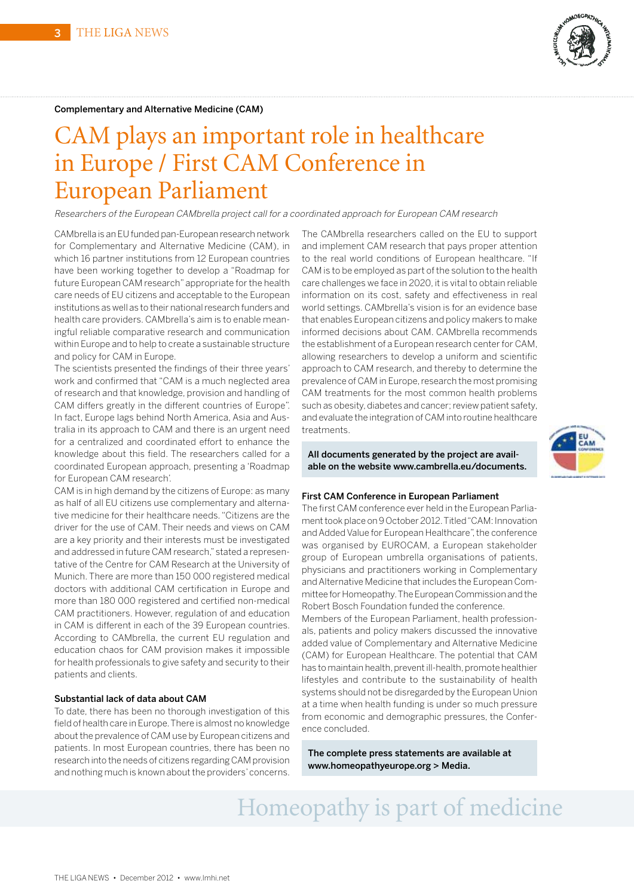Complementary and Alternative Medicine (CAM)

# CAM plays an important role in healthcare in Europe / First CAM Conference in European Parliament

*Researchers of the European CAMbrella project call for a coordinated approach for European CAM research*

CAMbrella is an EU funded pan-European research network for Complementary and Alternative Medicine (CAM), in which 16 partner institutions from 12 European countries have been working together to develop a "Roadmap for future European CAM research" appropriate for the health care needs of EU citizens and acceptable to the European institutions as well as to their national research funders and health care providers. CAMbrella's aim is to enable meaningful reliable comparative research and communication within Europe and to help to create a sustainable structure and policy for CAM in Europe.

The scientists presented the findings of their three years' work and confirmed that "CAM is a much neglected area of research and that knowledge, provision and handling of CAM differs greatly in the different countries of Europe". In fact, Europe lags behind North America, Asia and Australia in its approach to CAM and there is an urgent need for a centralized and coordinated effort to enhance the knowledge about this field. The researchers called for a coordinated European approach, presenting a 'Roadmap for European CAM research'.

CAM is in high demand by the citizens of Europe: as many as half of all EU citizens use complementary and alternative medicine for their healthcare needs. "Citizens are the driver for the use of CAM. Their needs and views on CAM are a key priority and their interests must be investigated and addressed in future CAM research," stated a representative of the Centre for CAM Research at the University of Munich. There are more than 150 000 registered medical doctors with additional CAM certification in Europe and more than 180 000 registered and certified non-medical CAM practitioners. However, regulation of and education in CAM is different in each of the 39 European countries. According to CAMbrella, the current EU regulation and education chaos for CAM provision makes it impossible for health professionals to give safety and security to their patients and clients.

## Substantial lack of data about CAM

To date, there has been no thorough investigation of this field of health care in Europe. There is almost no knowledge about the prevalence of CAM use by European citizens and patients. In most European countries, there has been no research into the needs of citizens regarding CAM provision and nothing much is known about the providers' concerns.

The CAMbrella researchers called on the EU to support and implement CAM research that pays proper attention to the real world conditions of European healthcare. "If CAM is to be employed as part of the solution to the health care challenges we face in 2020, it is vital to obtain reliable information on its cost, safety and effectiveness in real world settings. CAMbrella's vision is for an evidence base that enables European citizens and policy makers to make informed decisions about CAM. CAMbrella recommends the establishment of a European research center for CAM, allowing researchers to develop a uniform and scientific approach to CAM research, and thereby to determine the prevalence of CAM in Europe, research the most promising CAM treatments for the most common health problems such as obesity, diabetes and cancer; review patient safety, and evaluate the integration of CAM into routine healthcare treatments.

**All documents generated by the project are available on the website www.cambrella.eu/documents.**

## First CAM Conference in European Parliament

The first CAM conference ever held in the European Parliament took place on 9 October 2012. Titled "CAM: Innovation and Added Value for European Healthcare", the conference was organised by EUROCAM, a European stakeholder group of European umbrella organisations of patients, physicians and practitioners working in Complementary and Alternative Medicine that includes the European Committee for Homeopathy. The European Commission and the Robert Bosch Foundation funded the conference.

Members of the European Parliament, health professionals, patients and policy makers discussed the innovative added value of Complementary and Alternative Medicine (CAM) for European Healthcare. The potential that CAM has to maintain health, prevent ill-health, promote healthier lifestyles and contribute to the sustainability of health systems should not be disregarded by the European Union at a time when health funding is under so much pressure from economic and demographic pressures, the Conference concluded.

**The complete press statements are available at www.homeopathyeurope.org > Media.**

Homeopathy is part of medicine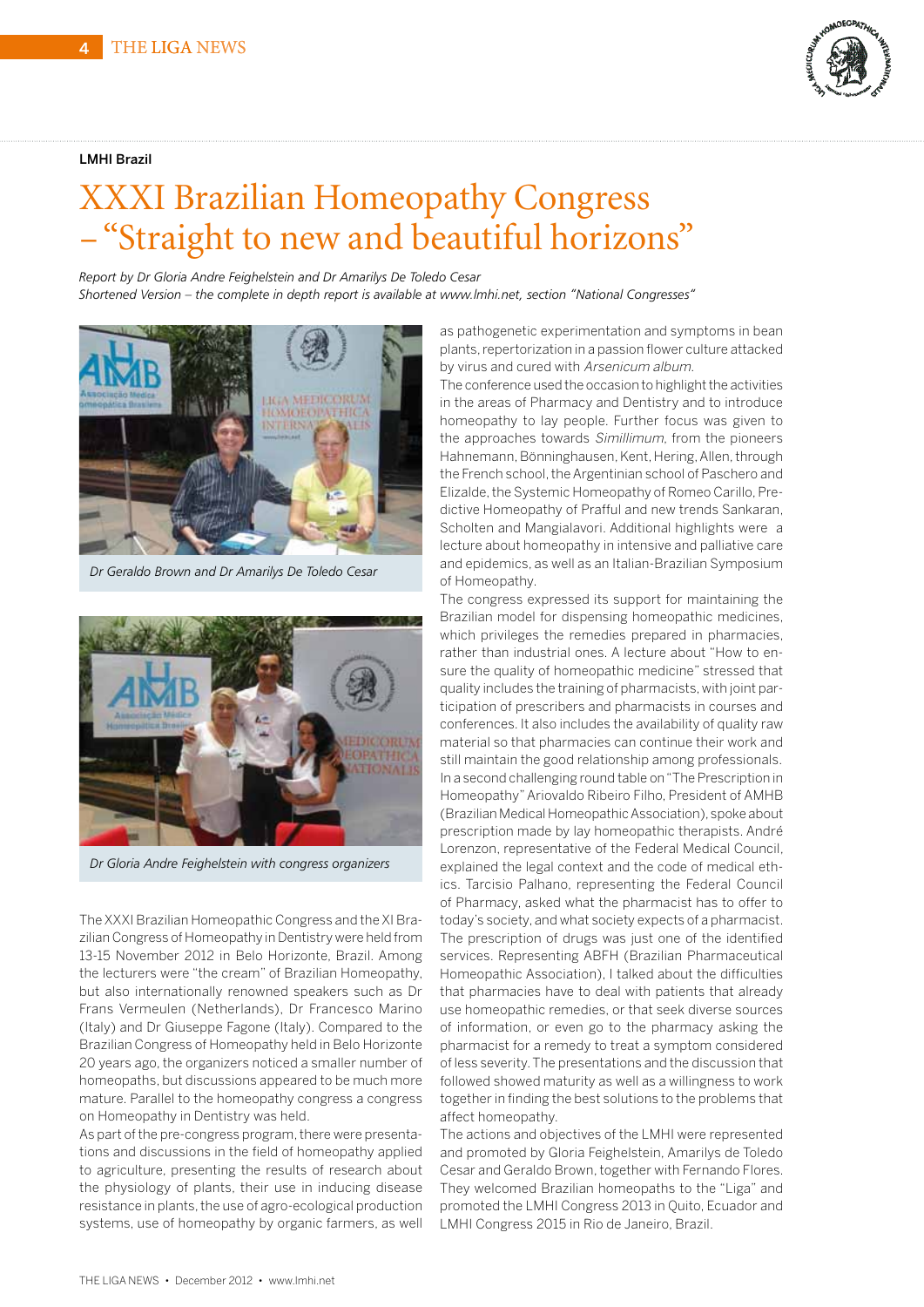LMHI Brazil

# XXXI Brazilian Homeopathy Congress – "Straight to new and beautiful horizons"

*Report by Dr Gloria Andre Feighelstein and Dr Amarilys De Toledo Cesar*
*Shortened Version – the complete in depth report is available at www.lmhi.net, section "National Congresses"*

*Dr Geraldo Brown and Dr Amarilys De Toledo Cesar*

*Dr Gloria Andre Feighelstein with congress organizers*

The XXXI Brazilian Homeopathic Congress and the XI Brazilian Congress of Homeopathy in Dentistry were held from 13-15 November 2012 in Belo Horizonte, Brazil. Among the lecturers were "the cream" of Brazilian Homeopathy, but also internationally renowned speakers such as Dr Frans Vermeulen (Netherlands), Dr Francesco Marino (Italy) and Dr Giuseppe Fagone (Italy). Compared to the Brazilian Congress of Homeopathy held in Belo Horizonte 20 years ago, the organizers noticed a smaller number of homeopaths, but discussions appeared to be much more mature. Parallel to the homeopathy congress a congress on Homeopathy in Dentistry was held.

As part of the pre-congress program, there were presentations and discussions in the field of homeopathy applied to agriculture, presenting the results of research about the physiology of plants, their use in inducing disease resistance in plants, the use of agro-ecological production systems, use of homeopathy by organic farmers, as well as pathogenetic experimentation and symptoms in bean plants, repertorization in a passion flower culture attacked by virus and cured with *Arsenicum album*.

The conference used the occasion to highlight the activities in the areas of Pharmacy and Dentistry and to introduce homeopathy to lay people. Further focus was given to the approaches towards *Simillimum*, from the pioneers Hahnemann, Bönninghausen, Kent, Hering, Allen, through the French school, the Argentinian school of Paschero and Elizalde, the Systemic Homeopathy of Romeo Carillo, Predictive Homeopathy of Prafful and new trends Sankaran, Scholten and Mangialavori. Additional highlights were a lecture about homeopathy in intensive and palliative care and epidemics, as well as an Italian-Brazilian Symposium of Homeopathy.

The congress expressed its support for maintaining the Brazilian model for dispensing homeopathic medicines, which privileges the remedies prepared in pharmacies, rather than industrial ones. A lecture about "How to ensure the quality of homeopathic medicine" stressed that quality includes the training of pharmacists, with joint participation of prescribers and pharmacists in courses and conferences. It also includes the availability of quality raw material so that pharmacies can continue their work and still maintain the good relationship among professionals.

In a second challenging round table on "The Prescription in Homeopathy" Ariovaldo Ribeiro Filho, President of AMHB (Brazilian Medical Homeopathic Association), spoke about prescription made by lay homeopathic therapists. André Lorenzon, representative of the Federal Medical Council, explained the legal context and the code of medical ethics. Tarcisio Palhano, representing the Federal Council of Pharmacy, asked what the pharmacist has to offer to today's society, and what society expects of a pharmacist. The prescription of drugs was just one of the identified services. Representing ABFH (Brazilian Pharmaceutical Homeopathic Association), I talked about the difficulties that pharmacies have to deal with patients that already use homeopathic remedies, or that seek diverse sources of information, or even go to the pharmacy asking the pharmacist for a remedy to treat a symptom considered of less severity. The presentations and the discussion that followed showed maturity as well as a willingness to work together in finding the best solutions to the problems that affect homeopathy.

The actions and objectives of the LMHI were represented and promoted by Gloria Feighelstein, Amarilys de Toledo Cesar and Geraldo Brown, together with Fernando Flores. They welcomed Brazilian homeopaths to the "Liga" and promoted the LMHI Congress 2013 in Quito, Ecuador and LMHI Congress 2015 in Rio de Janeiro, Brazil.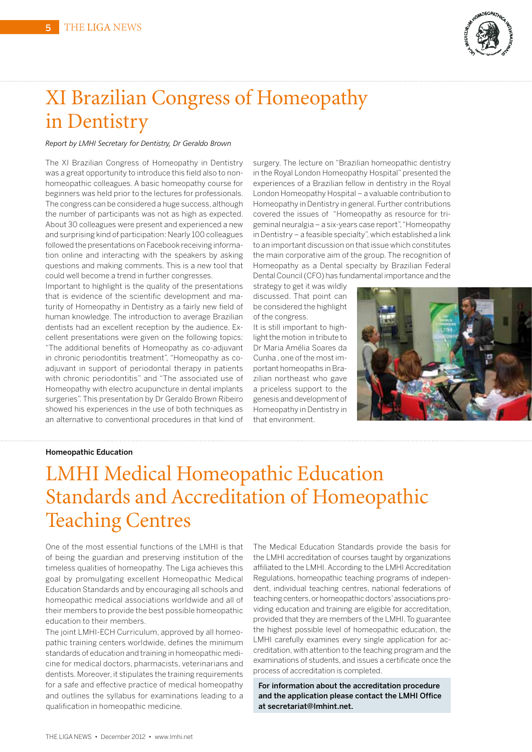# XI Brazilian Congress of Homeopathy in Dentistry

*Report by LMHI Secretary for Dentistry, Dr Geraldo Brown*

The XI Brazilian Congress of Homeopathy in Dentistry was a great opportunity to introduce this field also to non-homeopathic colleagues. A basic homeopathy course for beginners was held prior to the lectures for professionals. The congress can be considered a huge success, although the number of participants was not as high as expected. About 30 colleagues were present and experienced a new and surprising kind of participation: Nearly 100 colleagues followed the presentations on Facebook receiving information online and interacting with the speakers by asking questions and making comments. This is a new tool that could well become a trend in further congresses.

Important to highlight is the quality of the presentations that is evidence of the scientific development and maturity of Homeopathy in Dentistry as a fairly new field of human knowledge. The introduction to average Brazilian dentists had an excellent reception by the audience. Excellent presentations were given on the following topics: "The additional benefits of Homeopathy as co-adjuvant in chronic periodontitis treatment", "Homeopathy as co-adjuvant in support of periodontal therapy in patients with chronic periodontitis" and "The associated use of Homeopathy with electro acupuncture in dental implants surgeries". This presentation by Dr Geraldo Brown Ribeiro showed his experiences in the use of both techniques as an alternative to conventional procedures in that kind of surgery. The lecture on "Brazilian homeopathic dentistry in the Royal London Homeopathy Hospital" presented the experiences of a Brazilian fellow in dentistry in the Royal London Homeopathy Hospital – a valuable contribution to Homeopathy in Dentistry in general. Further contributions covered the issues of "Homeopathy as resource for trigeminal neuralgia – a six-years case report", "Homeopathy in Dentistry – a feasible specialty", which established a link to an important discussion on that issue which constitutes the main corporative aim of the group. The recognition of Homeopathy as a Dental specialty by Brazilian Federal Dental Council (CFO) has fundamental importance and the strategy to get it was wildly discussed. That point can be considered the highlight of the congress.

It is still important to highlight the motion in tribute to Dr Maria Amélia Soares da Cunha , one of the most important homeopaths in Brazilian northeast who gave a priceless support to the genesis and development of Homeopathy in Dentistry in that environment.

**Homeopathic Education**

# LMHI Medical Homeopathic Education Standards and Accreditation of Homeopathic Teaching Centres

One of the most essential functions of the LMHI is that of being the guardian and preserving institution of the timeless qualities of homeopathy. The Liga achieves this goal by promulgating excellent Homeopathic Medical Education Standards and by encouraging all schools and homeopathic medical associations worldwide and all of their members to provide the best possible homeopathic education to their members.

The joint LMHI-ECH Curriculum, approved by all homeopathic training centers worldwide, defines the minimum standards of education and training in homeopathic medicine for medical doctors, pharmacists, veterinarians and dentists. Moreover, it stipulates the training requirements for a safe and effective practice of medical homeopathy and outlines the syllabus for examinations leading to a qualification in homeopathic medicine.

The Medical Education Standards provide the basis for the LMHI accreditation of courses taught by organizations affiliated to the LMHI. According to the LMHI Accreditation Regulations, homeopathic teaching programs of independent, individual teaching centres, national federations of teaching centers, or homeopathic doctors' associations providing education and training are eligible for accreditation, provided that they are members of the LMHI. To guarantee the highest possible level of homeopathic education, the LMHI carefully examines every single application for accreditation, with attention to the teaching program and the examinations of students, and issues a certificate once the process of accreditation is completed.

**For information about the accreditation procedure and the application please contact the LMHI Office at secretariat@lmhint.net.**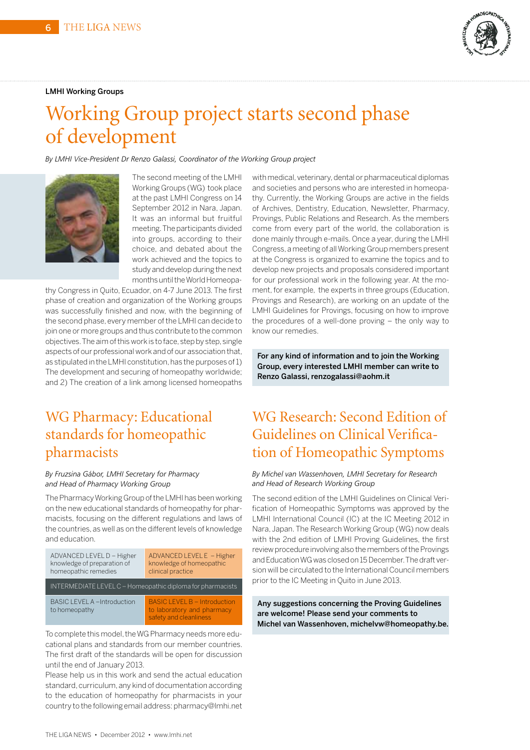LMHI Working Groups

# Working Group project starts second phase of development

*By LMHI Vice-President Dr Renzo Galassi, Coordinator of the Working Group project*

The second meeting of the LMHI Working Groups (WG) took place at the past LMHI Congress on 14 September 2012 in Nara, Japan. It was an informal but fruitful meeting. The participants divided into groups, according to their choice, and debated about the work achieved and the topics to study and develop during the next months until the World Homeopathy Congress in Quito, Ecuador, on 4-7 June 2013. The first phase of creation and organization of the Working groups was successfully finished and now, with the beginning of the second phase, every member of the LMHI can decide to join one or more groups and thus contribute to the common objectives. The aim of this work is to face, step by step, single aspects of our professional work and of our association that, as stipulated in the LMHI constitution, has the purposes of 1) The development and securing of homeopathy worldwide; and 2) The creation of a link among licensed homeopaths with medical, veterinary, dental or pharmaceutical diplomas and societies and persons who are interested in homeopathy. Currently, the Working Groups are active in the fields of Archives, Dentistry, Education, Newsletter, Pharmacy, Provings, Public Relations and Research. As the members come from every part of the world, the collaboration is done mainly through e-mails. Once a year, during the LMHI Congress, a meeting of all Working Group members present at the Congress is organized to examine the topics and to develop new projects and proposals considered important for our professional work in the following year. At the moment, for example, the experts in three groups (Education, Provings and Research), are working on an update of the LMHI Guidelines for Provings, focusing on how to improve the procedures of a well-done proving – the only way to know our remedies.

**For any kind of information and to join the Working Group, every interested LMHI member can write to Renzo Galassi, renzogalassi@aohm.it**

## WG Pharmacy: Educational standards for homeopathic pharmacists

*By Fruzsina Gábor, LMHI Secretary for Pharmacy and Head of Pharmacy Working Group*

The Pharmacy Working Group of the LMHI has been working on the new educational standards of homeopathy for pharmacists, focusing on the different regulations and laws of the countries, as well as on the different levels of knowledge and education.

| | |
|---|---|
| ADVANCED LEVEL D – Higher knowledge of preparation of homeopathic remedies | ADVANCED LEVEL E – Higher knowledge of homeopathic clinical practice |
| INTERMEDIATE LEVEL C – Homeopathic diploma for pharmacists | |
| BASIC LEVEL A – Introduction to homeopathy | BASIC LEVEL B – Introduction to laboratory and pharmacy safety and cleanliness |

To complete this model, the WG Pharmacy needs more educational plans and standards from our member countries. The first draft of the standards will be open for discussion until the end of January 2013.

Please help us in this work and send the actual education standard, curriculum, any kind of documentation according to the education of homeopathy for pharmacists in your country to the following email address: pharmacy@lmhi.net

## WG Research: Second Edition of Guidelines on Clinical Verification of Homeopathic Symptoms

*By Michel van Wassenhoven, LMHI Secretary for Research and Head of Research Working Group*

The second edition of the LMHI Guidelines on Clinical Verification of Homeopathic Symptoms was approved by the LMHI International Council (IC) at the IC Meeting 2012 in Nara, Japan. The Research Working Group (WG) now deals with the 2nd edition of LMHI Proving Guidelines, the first review procedure involving also the members of the Provings and Education WG was closed on 15 December. The draft version will be circulated to the International Council members prior to the IC Meeting in Quito in June 2013.

**Any suggestions concerning the Proving Guidelines are welcome! Please send your comments to Michel van Wassenhoven, michelvw@homeopathy.be.**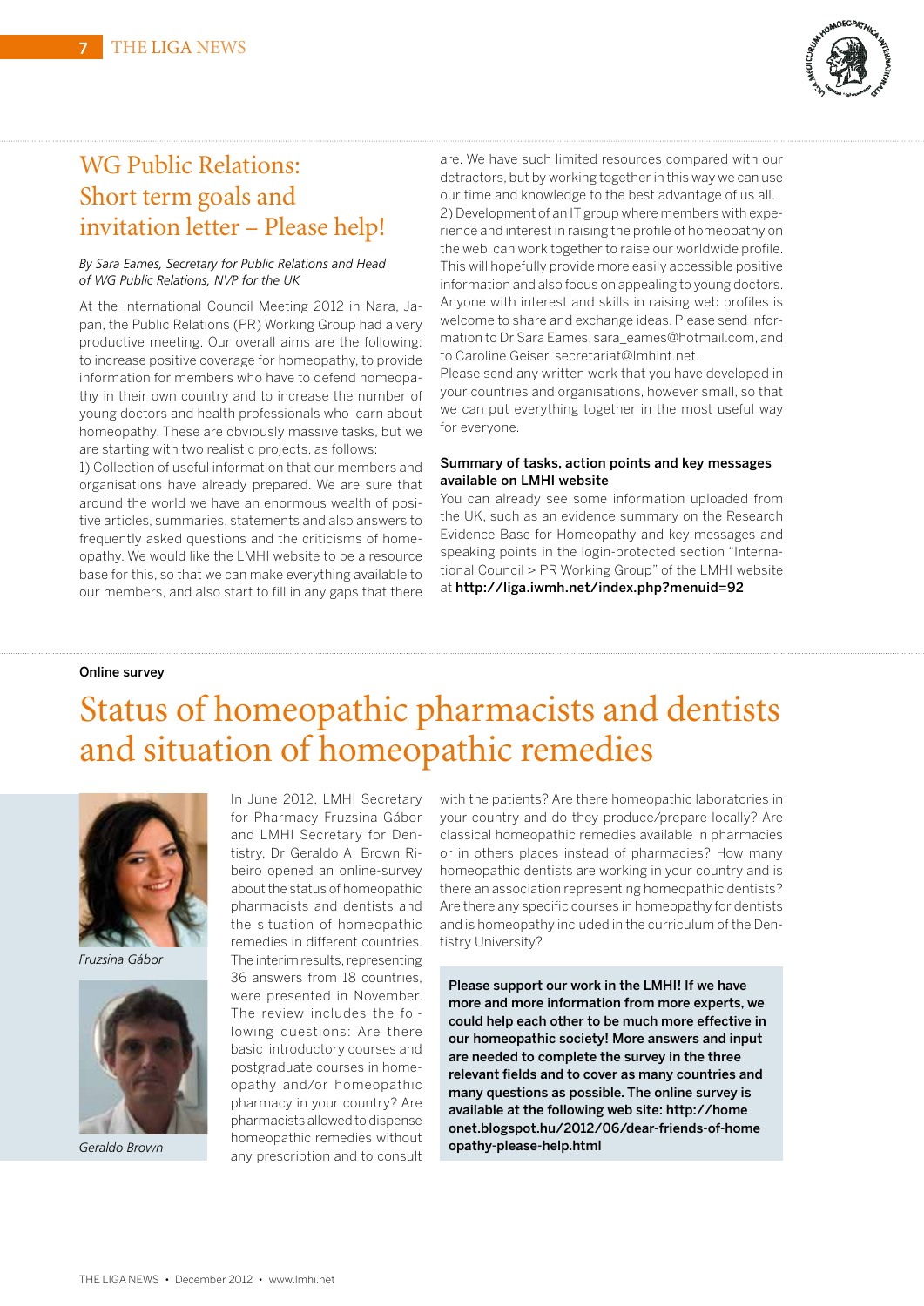## WG Public Relations: Short term goals and invitation letter – Please help!

*By Sara Eames, Secretary for Public Relations and Head of WG Public Relations, NVP for the UK*

At the International Council Meeting 2012 in Nara, Japan, the Public Relations (PR) Working Group had a very productive meeting. Our overall aims are the following: to increase positive coverage for homeopathy, to provide information for members who have to defend homeopathy in their own country and to increase the number of young doctors and health professionals who learn about homeopathy. These are obviously massive tasks, but we are starting with two realistic projects, as follows:

1) Collection of useful information that our members and organisations have already prepared. We are sure that around the world we have an enormous wealth of positive articles, summaries, statements and also answers to frequently asked questions and the criticisms of homeopathy. We would like the LMHI website to be a resource base for this, so that we can make everything available to our members, and also start to fill in any gaps that there are. We have such limited resources compared with our detractors, but by working together in this way we can use our time and knowledge to the best advantage of us all.

2) Development of an IT group where members with experience and interest in raising the profile of homeopathy on the web, can work together to raise our worldwide profile. This will hopefully provide more easily accessible positive information and also focus on appealing to young doctors. Anyone with interest and skills in raising web profiles is welcome to share and exchange ideas. Please send information to Dr Sara Eames, sara_eames@hotmail.com, and to Caroline Geiser, secretariat@lmhint.net.

Please send any written work that you have developed in your countries and organisations, however small, so that we can put everything together in the most useful way for everyone.

**Summary of tasks, action points and key messages available on LMHI website**

You can already see some information uploaded from the UK, such as an evidence summary on the Research Evidence Base for Homeopathy and key messages and speaking points in the login-protected section "International Council > PR Working Group" of the LMHI website at **http://liga.iwmh.net/index.php?menuid=92**

**Online survey**

## Status of homeopathic pharmacists and dentists and situation of homeopathic remedies

*Fruzsina Gábor*

*Geraldo Brown*

In June 2012, LMHI Secretary for Pharmacy Fruzsina Gábor and LMHI Secretary for Dentistry, Dr Geraldo A. Brown Ribeiro opened an online-survey about the status of homeopathic pharmacists and dentists and the situation of homeopathic remedies in different countries. The interim results, representing 36 answers from 18 countries, were presented in November. The review includes the following questions: Are there basic introductory courses and postgraduate courses in homeopathy and/or homeopathic pharmacy in your country? Are pharmacists allowed to dispense homeopathic remedies without any prescription and to consult with the patients? Are there homeopathic laboratories in your country and do they produce/prepare locally? Are classical homeopathic remedies available in pharmacies or in others places instead of pharmacies? How many homeopathic dentists are working in your country and is there an association representing homeopathic dentists? Are there any specific courses in homeopathy for dentists and is homeopathy included in the curriculum of the Dentistry University?

**Please support our work in the LMHI! If we have more and more information from more experts, we could help each other to be much more effective in our homeopathic society! More answers and input are needed to complete the survey in the three relevant fields and to cover as many countries and many questions as possible. The online survey is available at the following web site: http://homeonet.blogspot.hu/2012/06/dear-friends-of-homeopathy-please-help.html**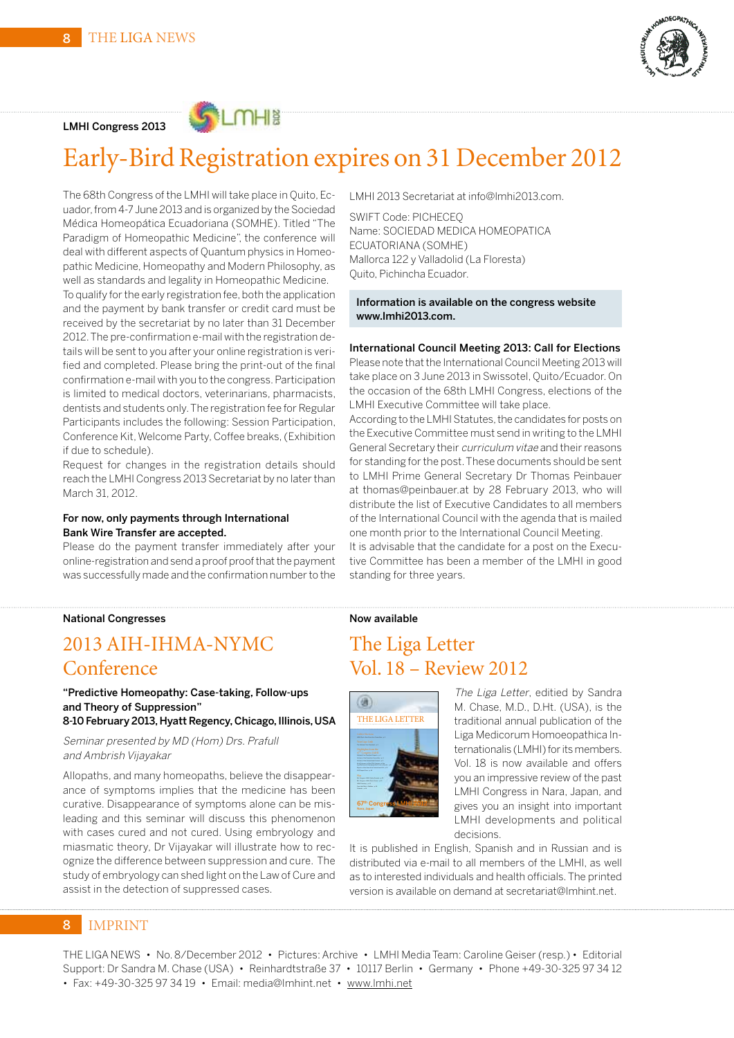LMHI Congress 2013

# Early-Bird Registration expires on 31 December 2012

The 68th Congress of the LMHI will take place in Quito, Ecuador, from 4-7 June 2013 and is organized by the Sociedad Médica Homeopática Ecuadoriana (SOMHE). Titled "The Paradigm of Homeopathic Medicine", the conference will deal with different aspects of Quantum physics in Homeopathic Medicine, Homeopathy and Modern Philosophy, as well as standards and legality in Homeopathic Medicine.
To qualify for the early registration fee, both the application and the payment by bank transfer or credit card must be received by the secretariat by no later than 31 December 2012. The pre-confirmation e-mail with the registration details will be sent to you after your online registration is verified and completed. Please bring the print-out of the final confirmation e-mail with you to the congress. Participation is limited to medical doctors, veterinarians, pharmacists, dentists and students only. The registration fee for Regular Participants includes the following: Session Participation, Conference Kit, Welcome Party, Coffee breaks, (Exhibition if due to schedule).
Request for changes in the registration details should reach the LMHI Congress 2013 Secretariat by no later than March 31, 2012.

**For now, only payments through International Bank Wire Transfer are accepted.**

Please do the payment transfer immediately after your online-registration and send a proof proof that the payment was successfully made and the confirmation number to the LMHI 2013 Secretariat at info@lmhi2013.com.

SWIFT Code: PICHECEQ
Name: SOCIEDAD MEDICA HOMEOPATICA ECUATORIANA (SOMHE)
Mallorca 122 y Valladolid (La Floresta)
Quito, Pichincha Ecuador.

**Information is available on the congress website www.lmhi2013.com.**

**International Council Meeting 2013: Call for Elections**

Please note that the International Council Meeting 2013 will take place on 3 June 2013 in Swissotel, Quito/Ecuador. On the occasion of the 68th LMHI Congress, elections of the LMHI Executive Committee will take place.
According to the LMHI Statutes, the candidates for posts on the Executive Committee must send in writing to the LMHI General Secretary their *curriculum vitae* and their reasons for standing for the post. These documents should be sent to LMHI Prime General Secretary Dr Thomas Peinbauer at thomas@peinbauer.at by 28 February 2013, who will distribute the list of Executive Candidates to all members of the International Council with the agenda that is mailed one month prior to the International Council Meeting.
It is advisable that the candidate for a post on the Executive Committee has been a member of the LMHI in good standing for three years.

National Congresses

## 2013 AIH-IHMA-NYMC Conference

**"Predictive Homeopathy: Case-taking, Follow-ups and Theory of Suppression"**
**8-10 February 2013, Hyatt Regency, Chicago, Illinois, USA**

*Seminar presented by MD (Hom) Drs. Prafull and Ambrish Vijayakar*

Allopaths, and many homeopaths, believe the disappearance of symptoms implies that the medicine has been curative. Disappearance of symptoms alone can be misleading and this seminar will discuss this phenomenon with cases cured and not cured. Using embryology and miasmatic theory, Dr Vijayakar will illustrate how to recognize the difference between suppression and cure. The study of embryology can shed light on the Law of Cure and assist in the detection of suppressed cases.

Now available

## The Liga Letter Vol. 18 – Review 2012

*The Liga Letter*, edited by Sandra M. Chase, M.D., D.Ht. (USA), is the traditional annual publication of the Liga Medicorum Homoeopathica Internationalis (LMHI) for its members. Vol. 18 is now available and offers you an impressive review of the past LMHI Congress in Nara, Japan, and gives you an insight into important LMHI developments and political decisions.
It is published in English, Spanish and in Russian and is distributed via e-mail to all members of the LMHI, as well as to interested individuals and health officials. The printed version is available on demand at secretariat@lmhint.net.

## IMPRINT

THE LIGA NEWS • No. 8/December 2012 • Pictures: Archive • LMHI Media Team: Caroline Geiser (resp.) • Editorial Support: Dr Sandra M. Chase (USA) • Reinhardtstraße 37 • 10117 Berlin • Germany • Phone +49-30-325 97 34 12 • Fax: +49-30-325 97 34 19 • Email: media@lmhint.net • www.lmhi.net